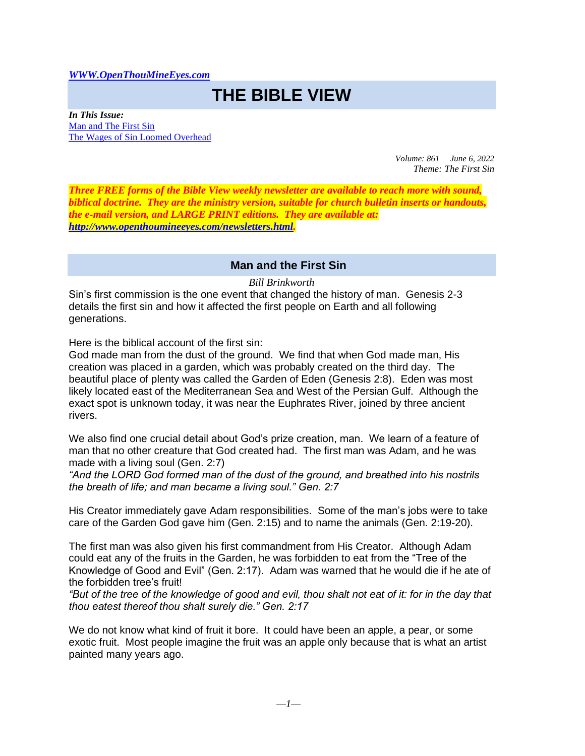*[WWW.OpenThouMineEyes.com](http://WWW.OpenThouMineEyes.com)*

# THE BIBLE VIEW

***In This Issue:***
[Man and The First Sin]
[The Wages of Sin Loomed Overhead]

*Volume: 861 June 6, 2022*
*Theme: The First Sin*

***Three FREE forms of the Bible View weekly newsletter are available to reach more with sound, biblical doctrine. They are the ministry version, suitable for church bulletin inserts or handouts, the e-mail version, and LARGE PRINT editions. They are available at: [http://www.openthoumineeyes.com/newsletters.html](http://www.openthoumineeyes.com/newsletters.html).***

## Man and the First Sin

*Bill Brinkworth*

Sin's first commission is the one event that changed the history of man. Genesis 2-3 details the first sin and how it affected the first people on Earth and all following generations.

Here is the biblical account of the first sin:
God made man from the dust of the ground. We find that when God made man, His creation was placed in a garden, which was probably created on the third day. The beautiful place of plenty was called the Garden of Eden (Genesis 2:8). Eden was most likely located east of the Mediterranean Sea and West of the Persian Gulf. Although the exact spot is unknown today, it was near the Euphrates River, joined by three ancient rivers.

We also find one crucial detail about God's prize creation, man. We learn of a feature of man that no other creature that God created had. The first man was Adam, and he was made with a living soul (Gen. 2:7)
*"And the LORD God formed man of the dust of the ground, and breathed into his nostrils the breath of life; and man became a living soul." Gen. 2:7*

His Creator immediately gave Adam responsibilities. Some of the man's jobs were to take care of the Garden God gave him (Gen. 2:15) and to name the animals (Gen. 2:19-20).

The first man was also given his first commandment from His Creator. Although Adam could eat any of the fruits in the Garden, he was forbidden to eat from the "Tree of the Knowledge of Good and Evil" (Gen. 2:17). Adam was warned that he would die if he ate of the forbidden tree's fruit!
*"But of the tree of the knowledge of good and evil, thou shalt not eat of it: for in the day that thou eatest thereof thou shalt surely die." Gen. 2:17*

We do not know what kind of fruit it bore. It could have been an apple, a pear, or some exotic fruit. Most people imagine the fruit was an apple only because that is what an artist painted many years ago.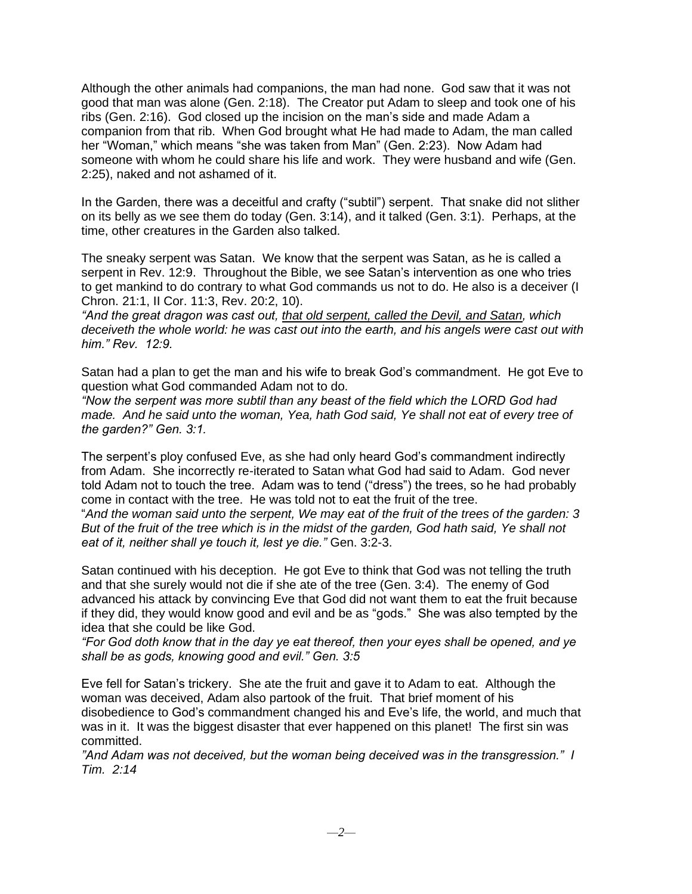Although the other animals had companions, the man had none. God saw that it was not good that man was alone (Gen. 2:18). The Creator put Adam to sleep and took one of his ribs (Gen. 2:16). God closed up the incision on the man's side and made Adam a companion from that rib. When God brought what He had made to Adam, the man called her "Woman," which means "she was taken from Man" (Gen. 2:23). Now Adam had someone with whom he could share his life and work. They were husband and wife (Gen. 2:25), naked and not ashamed of it.

In the Garden, there was a deceitful and crafty ("subtil") serpent. That snake did not slither on its belly as we see them do today (Gen. 3:14), and it talked (Gen. 3:1). Perhaps, at the time, other creatures in the Garden also talked.

The sneaky serpent was Satan. We know that the serpent was Satan, as he is called a serpent in Rev. 12:9. Throughout the Bible, we see Satan's intervention as one who tries to get mankind to do contrary to what God commands us not to do. He also is a deceiver (I Chron. 21:1, II Cor. 11:3, Rev. 20:2, 10).
*"And the great dragon was cast out, <u>that old serpent, called the Devil, and Satan</u>, which deceiveth the whole world: he was cast out into the earth, and his angels were cast out with him." Rev. 12:9.*

Satan had a plan to get the man and his wife to break God's commandment. He got Eve to question what God commanded Adam not to do.
*"Now the serpent was more subtil than any beast of the field which the LORD God had made. And he said unto the woman, Yea, hath God said, Ye shall not eat of every tree of the garden?" Gen. 3:1.*

The serpent's ploy confused Eve, as she had only heard God's commandment indirectly from Adam. She incorrectly re-iterated to Satan what God had said to Adam. God never told Adam not to touch the tree. Adam was to tend ("dress") the trees, so he had probably come in contact with the tree. He was told not to eat the fruit of the tree.
"*And the woman said unto the serpent, We may eat of the fruit of the trees of the garden: 3 But of the fruit of the tree which is in the midst of the garden, God hath said, Ye shall not eat of it, neither shall ye touch it, lest ye die."* Gen. 3:2-3.

Satan continued with his deception. He got Eve to think that God was not telling the truth and that she surely would not die if she ate of the tree (Gen. 3:4). The enemy of God advanced his attack by convincing Eve that God did not want them to eat the fruit because if they did, they would know good and evil and be as "gods." She was also tempted by the idea that she could be like God.
*"For God doth know that in the day ye eat thereof, then your eyes shall be opened, and ye shall be as gods, knowing good and evil." Gen. 3:5*

Eve fell for Satan's trickery. She ate the fruit and gave it to Adam to eat. Although the woman was deceived, Adam also partook of the fruit. That brief moment of his disobedience to God's commandment changed his and Eve's life, the world, and much that was in it. It was the biggest disaster that ever happened on this planet! The first sin was committed.
*"And Adam was not deceived, but the woman being deceived was in the transgression." I Tim. 2:14*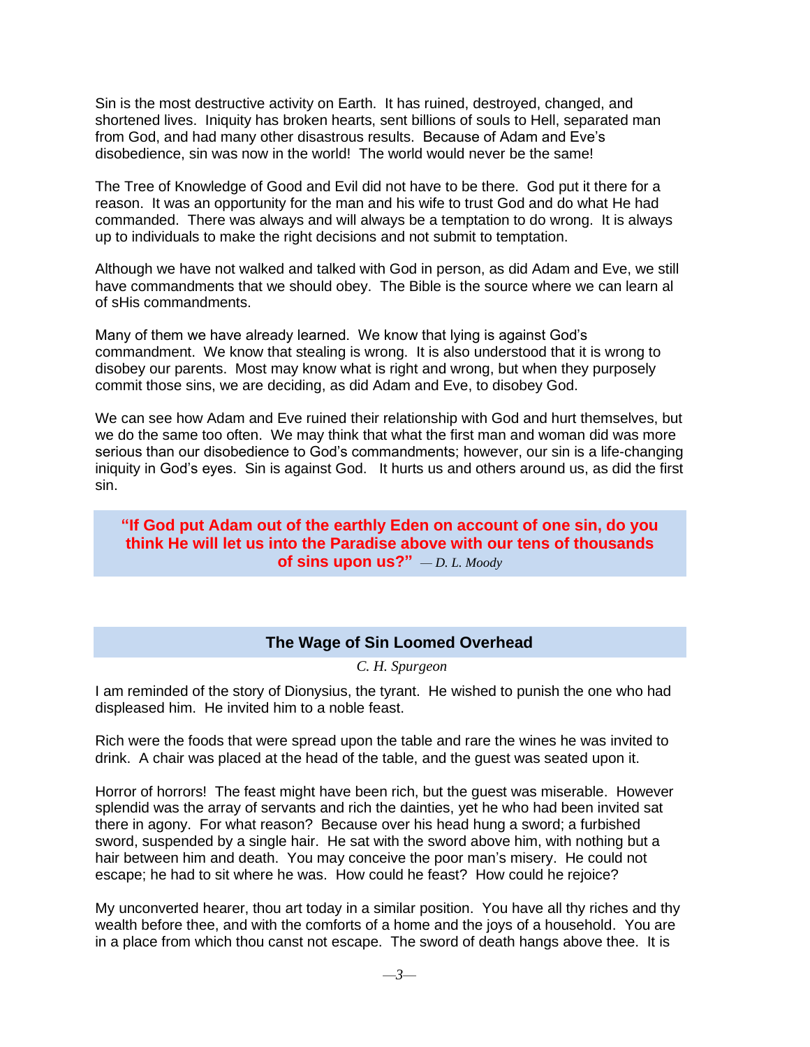Sin is the most destructive activity on Earth. It has ruined, destroyed, changed, and shortened lives. Iniquity has broken hearts, sent billions of souls to Hell, separated man from God, and had many other disastrous results. Because of Adam and Eve's disobedience, sin was now in the world! The world would never be the same!

The Tree of Knowledge of Good and Evil did not have to be there. God put it there for a reason. It was an opportunity for the man and his wife to trust God and do what He had commanded. There was always and will always be a temptation to do wrong. It is always up to individuals to make the right decisions and not submit to temptation.

Although we have not walked and talked with God in person, as did Adam and Eve, we still have commandments that we should obey. The Bible is the source where we can learn al of sHis commandments.

Many of them we have already learned. We know that lying is against God's commandment. We know that stealing is wrong. It is also understood that it is wrong to disobey our parents. Most may know what is right and wrong, but when they purposely commit those sins, we are deciding, as did Adam and Eve, to disobey God.

We can see how Adam and Eve ruined their relationship with God and hurt themselves, but we do the same too often. We may think that what the first man and woman did was more serious than our disobedience to God's commandments; however, our sin is a life-changing iniquity in God's eyes. Sin is against God. It hurts us and others around us, as did the first sin.

> **"If God put Adam out of the earthly Eden on account of one sin, do you think He will let us into the Paradise above with our tens of thousands of sins upon us?"** *— D. L. Moody*

## The Wage of Sin Loomed Overhead

*C. H. Spurgeon*

I am reminded of the story of Dionysius, the tyrant. He wished to punish the one who had displeased him. He invited him to a noble feast.

Rich were the foods that were spread upon the table and rare the wines he was invited to drink. A chair was placed at the head of the table, and the guest was seated upon it.

Horror of horrors! The feast might have been rich, but the guest was miserable. However splendid was the array of servants and rich the dainties, yet he who had been invited sat there in agony. For what reason? Because over his head hung a sword; a furbished sword, suspended by a single hair. He sat with the sword above him, with nothing but a hair between him and death. You may conceive the poor man's misery. He could not escape; he had to sit where he was. How could he feast? How could he rejoice?

My unconverted hearer, thou art today in a similar position. You have all thy riches and thy wealth before thee, and with the comforts of a home and the joys of a household. You are in a place from which thou canst not escape. The sword of death hangs above thee. It is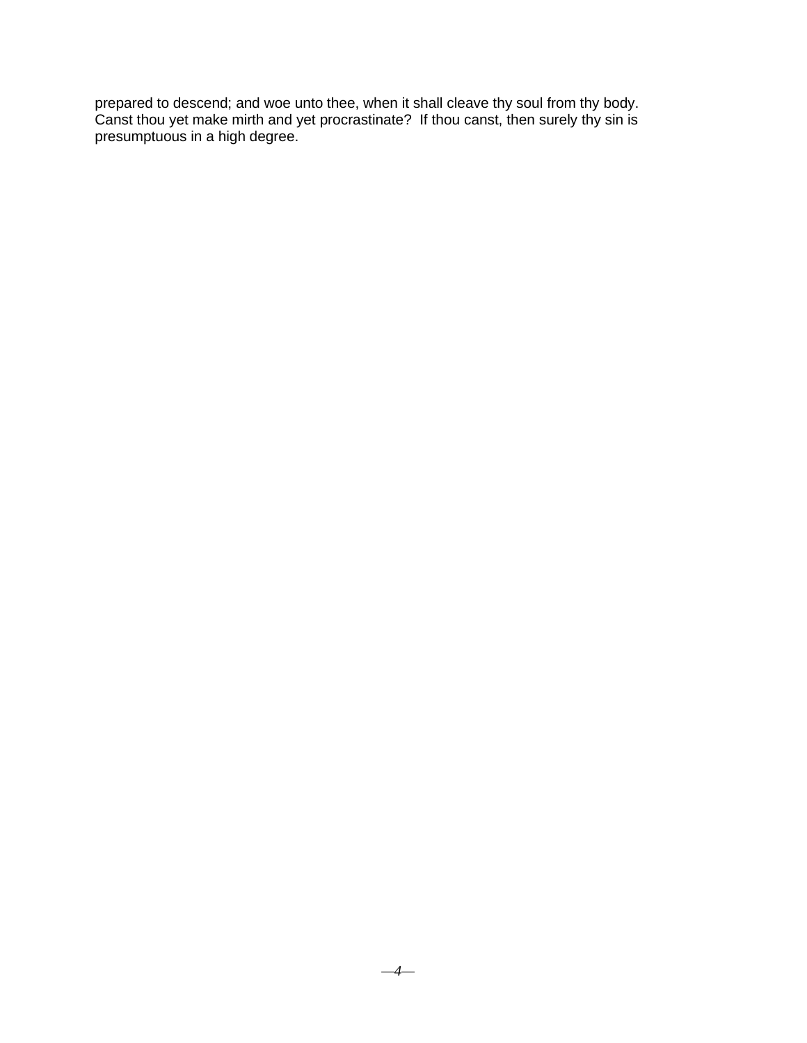prepared to descend; and woe unto thee, when it shall cleave thy soul from thy body. Canst thou yet make mirth and yet procrastinate? If thou canst, then surely thy sin is presumptuous in a high degree.